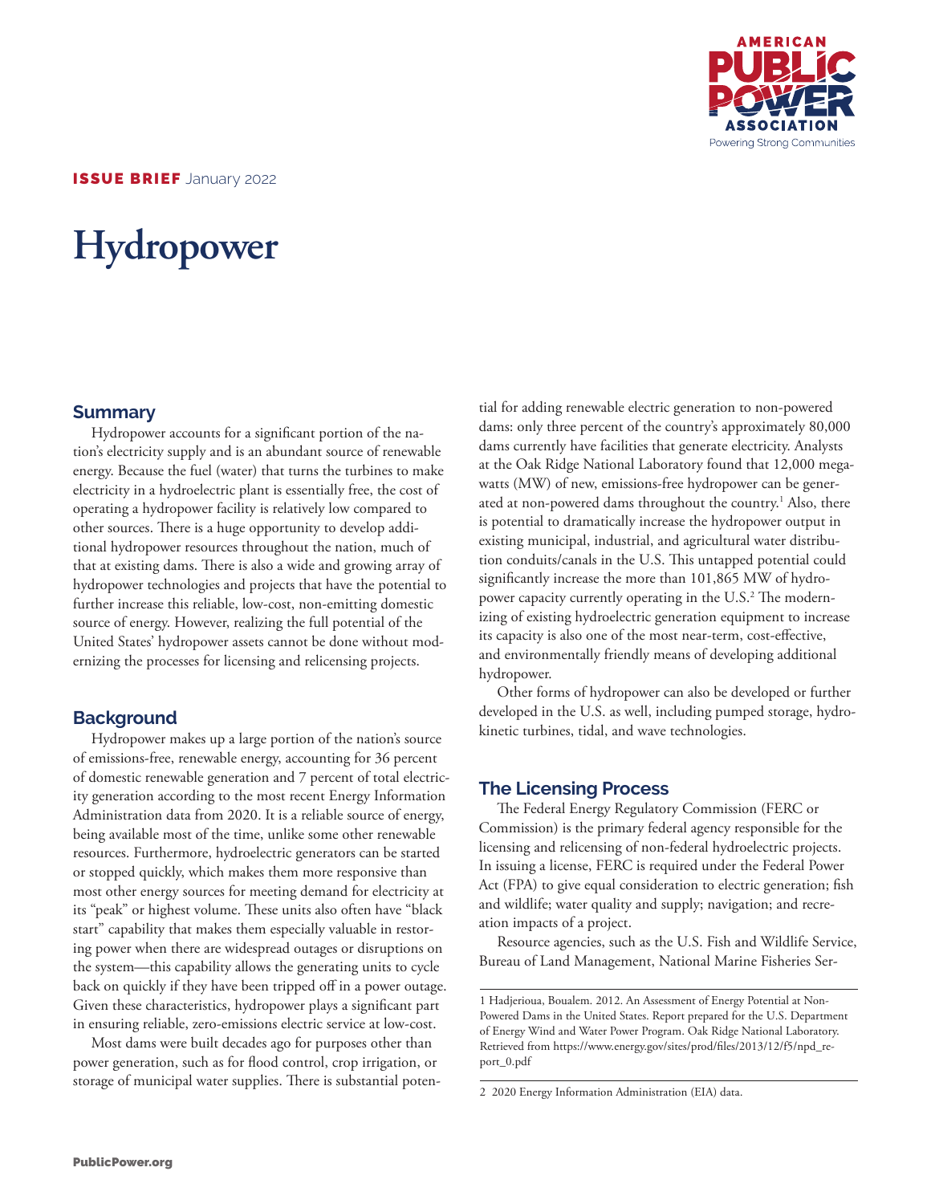**ISSUE BRIEF** January 2022

# Hydropower

## Summary

Hydropower accounts for a significant portion of the nation's electricity supply and is an abundant source of renewable energy. Because the fuel (water) that turns the turbines to make electricity in a hydroelectric plant is essentially free, the cost of operating a hydropower facility is relatively low compared to other sources. There is a huge opportunity to develop additional hydropower resources throughout the nation, much of that at existing dams. There is also a wide and growing array of hydropower technologies and projects that have the potential to further increase this reliable, low-cost, non-emitting domestic source of energy. However, realizing the full potential of the United States' hydropower assets cannot be done without modernizing the processes for licensing and relicensing projects.

## Background

Hydropower makes up a large portion of the nation's source of emissions-free, renewable energy, accounting for 36 percent of domestic renewable generation and 7 percent of total electricity generation according to the most recent Energy Information Administration data from 2020. It is a reliable source of energy, being available most of the time, unlike some other renewable resources. Furthermore, hydroelectric generators can be started or stopped quickly, which makes them more responsive than most other energy sources for meeting demand for electricity at its "peak" or highest volume. These units also often have "black start" capability that makes them especially valuable in restoring power when there are widespread outages or disruptions on the system—this capability allows the generating units to cycle back on quickly if they have been tripped off in a power outage. Given these characteristics, hydropower plays a significant part in ensuring reliable, zero-emissions electric service at low-cost.

Most dams were built decades ago for purposes other than power generation, such as for flood control, crop irrigation, or storage of municipal water supplies. There is substantial potential for adding renewable electric generation to non-powered dams: only three percent of the country's approximately 80,000 dams currently have facilities that generate electricity. Analysts at the Oak Ridge National Laboratory found that 12,000 megawatts (MW) of new, emissions-free hydropower can be generated at non-powered dams throughout the country.[1] Also, there is potential to dramatically increase the hydropower output in existing municipal, industrial, and agricultural water distribution conduits/canals in the U.S. This untapped potential could significantly increase the more than 101,865 MW of hydropower capacity currently operating in the U.S.[2] The modernizing of existing hydroelectric generation equipment to increase its capacity is also one of the most near-term, cost-effective, and environmentally friendly means of developing additional hydropower.

Other forms of hydropower can also be developed or further developed in the U.S. as well, including pumped storage, hydrokinetic turbines, tidal, and wave technologies.

## The Licensing Process

The Federal Energy Regulatory Commission (FERC or Commission) is the primary federal agency responsible for the licensing and relicensing of non-federal hydroelectric projects. In issuing a license, FERC is required under the Federal Power Act (FPA) to give equal consideration to electric generation; fish and wildlife; water quality and supply; navigation; and recreation impacts of a project.

Resource agencies, such as the U.S. Fish and Wildlife Service, Bureau of Land Management, National Marine Fisheries Ser-

---

1 Hadjerioua, Boualem. 2012. An Assessment of Energy Potential at Non-Powered Dams in the United States. Report prepared for the U.S. Department of Energy Wind and Water Power Program. Oak Ridge National Laboratory. Retrieved from https://www.energy.gov/sites/prod/files/2013/12/f5/npd_report_0.pdf

2 2020 Energy Information Administration (EIA) data.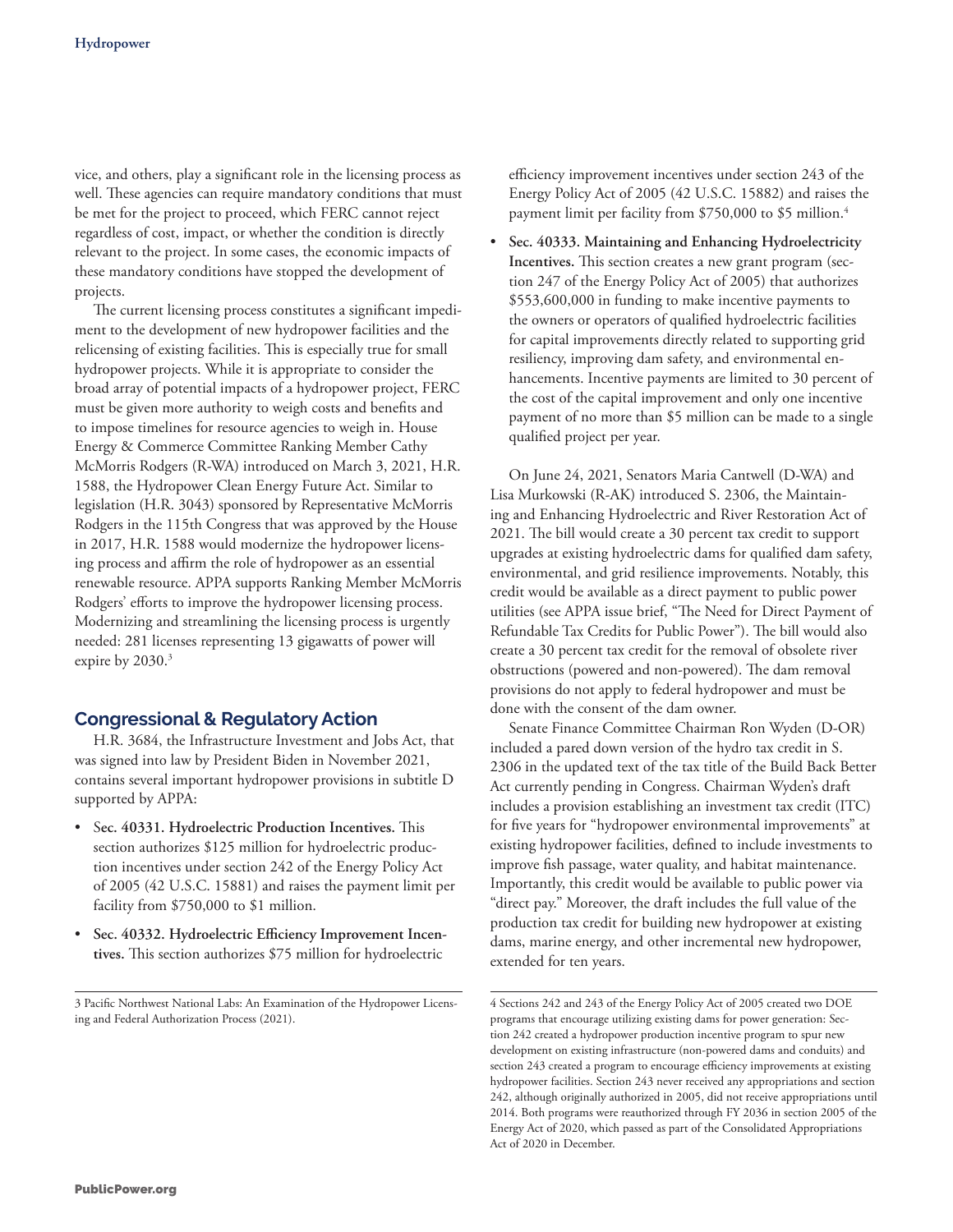vice, and others, play a significant role in the licensing process as well. These agencies can require mandatory conditions that must be met for the project to proceed, which FERC cannot reject regardless of cost, impact, or whether the condition is directly relevant to the project. In some cases, the economic impacts of these mandatory conditions have stopped the development of projects.

The current licensing process constitutes a significant impediment to the development of new hydropower facilities and the relicensing of existing facilities. This is especially true for small hydropower projects. While it is appropriate to consider the broad array of potential impacts of a hydropower project, FERC must be given more authority to weigh costs and benefits and to impose timelines for resource agencies to weigh in. House Energy & Commerce Committee Ranking Member Cathy McMorris Rodgers (R-WA) introduced on March 3, 2021, H.R. 1588, the Hydropower Clean Energy Future Act. Similar to legislation (H.R. 3043) sponsored by Representative McMorris Rodgers in the 115th Congress that was approved by the House in 2017, H.R. 1588 would modernize the hydropower licensing process and affirm the role of hydropower as an essential renewable resource. APPA supports Ranking Member McMorris Rodgers' efforts to improve the hydropower licensing process. Modernizing and streamlining the licensing process is urgently needed: 281 licenses representing 13 gigawatts of power will expire by 2030.[3]

## Congressional & Regulatory Action

H.R. 3684, the Infrastructure Investment and Jobs Act, that was signed into law by President Biden in November 2021, contains several important hydropower provisions in subtitle D supported by APPA:

- **Sec. 40331. Hydroelectric Production Incentives.** This section authorizes $125 million for hydroelectric production incentives under section 242 of the Energy Policy Act of 2005 (42 U.S.C. 15881) and raises the payment limit per facility from $750,000 to $1 million.
- **Sec. 40332. Hydroelectric Efficiency Improvement Incentives.** This section authorizes $75 million for hydroelectric efficiency improvement incentives under section 243 of the Energy Policy Act of 2005 (42 U.S.C. 15882) and raises the payment limit per facility from $750,000 to $5 million.[4]
- **Sec. 40333. Maintaining and Enhancing Hydroelectricity Incentives.** This section creates a new grant program (section 247 of the Energy Policy Act of 2005) that authorizes $553,600,000 in funding to make incentive payments to the owners or operators of qualified hydroelectric facilities for capital improvements directly related to supporting grid resiliency, improving dam safety, and environmental enhancements. Incentive payments are limited to 30 percent of the cost of the capital improvement and only one incentive payment of no more than $5 million can be made to a single qualified project per year.

On June 24, 2021, Senators Maria Cantwell (D-WA) and Lisa Murkowski (R-AK) introduced S. 2306, the Maintaining and Enhancing Hydroelectric and River Restoration Act of 2021. The bill would create a 30 percent tax credit to support upgrades at existing hydroelectric dams for qualified dam safety, environmental, and grid resilience improvements. Notably, this credit would be available as a direct payment to public power utilities (see APPA issue brief, "The Need for Direct Payment of Refundable Tax Credits for Public Power"). The bill would also create a 30 percent tax credit for the removal of obsolete river obstructions (powered and non-powered). The dam removal provisions do not apply to federal hydropower and must be done with the consent of the dam owner.

Senate Finance Committee Chairman Ron Wyden (D-OR) included a pared down version of the hydro tax credit in S. 2306 in the updated text of the tax title of the Build Back Better Act currently pending in Congress. Chairman Wyden's draft includes a provision establishing an investment tax credit (ITC) for five years for "hydropower environmental improvements" at existing hydropower facilities, defined to include investments to improve fish passage, water quality, and habitat maintenance. Importantly, this credit would be available to public power via "direct pay." Moreover, the draft includes the full value of the production tax credit for building new hydropower at existing dams, marine energy, and other incremental new hydropower, extended for ten years.

---

3 Pacific Northwest National Labs: An Examination of the Hydropower Licensing and Federal Authorization Process (2021).

4 Sections 242 and 243 of the Energy Policy Act of 2005 created two DOE programs that encourage utilizing existing dams for power generation: Section 242 created a hydropower production incentive program to spur new development on existing infrastructure (non-powered dams and conduits) and section 243 created a program to encourage efficiency improvements at existing hydropower facilities. Section 243 never received any appropriations and section 242, although originally authorized in 2005, did not receive appropriations until 2014. Both programs were reauthorized through FY 2036 in section 2005 of the Energy Act of 2020, which passed as part of the Consolidated Appropriations Act of 2020 in December.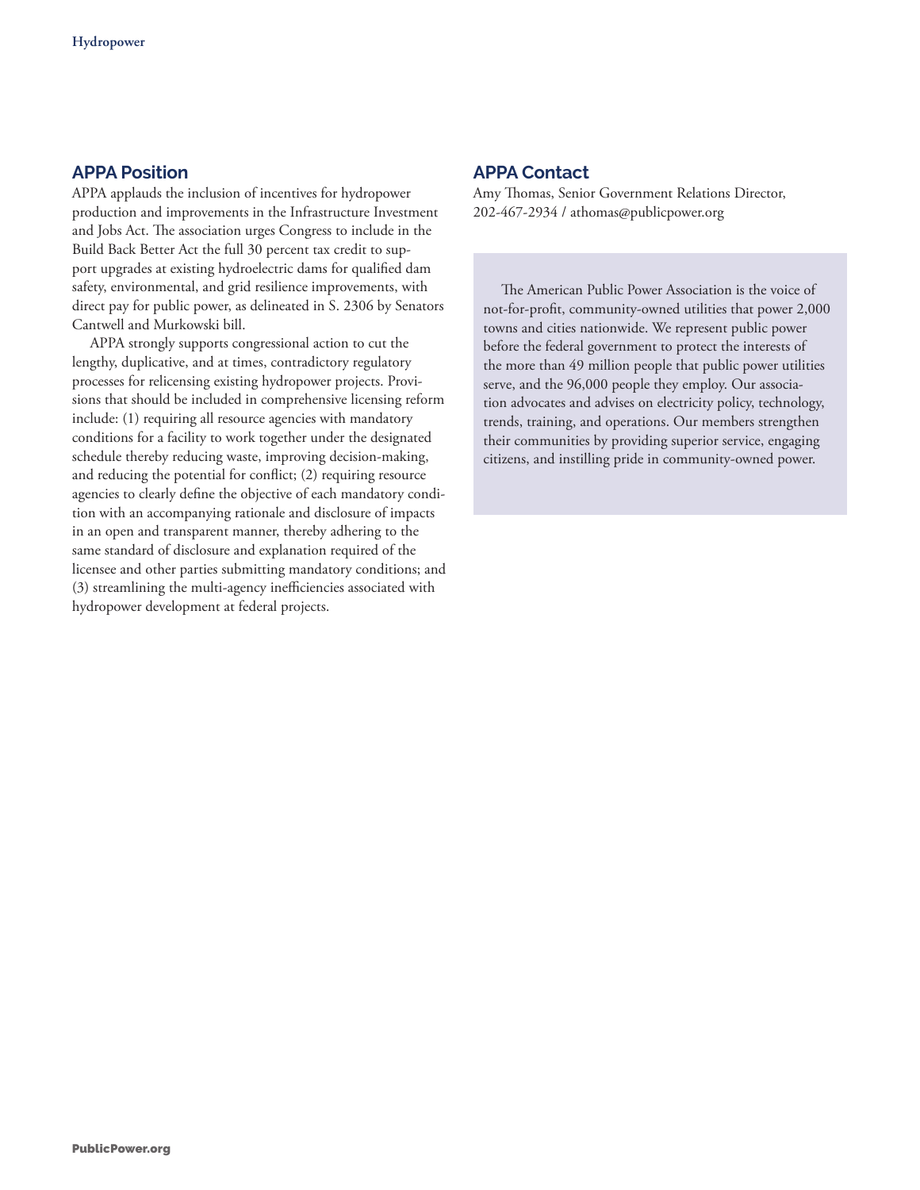## APPA Position

APPA applauds the inclusion of incentives for hydropower production and improvements in the Infrastructure Investment and Jobs Act. The association urges Congress to include in the Build Back Better Act the full 30 percent tax credit to support upgrades at existing hydroelectric dams for qualified dam safety, environmental, and grid resilience improvements, with direct pay for public power, as delineated in S. 2306 by Senators Cantwell and Murkowski bill.

APPA strongly supports congressional action to cut the lengthy, duplicative, and at times, contradictory regulatory processes for relicensing existing hydropower projects. Provisions that should be included in comprehensive licensing reform include: (1) requiring all resource agencies with mandatory conditions for a facility to work together under the designated schedule thereby reducing waste, improving decision-making, and reducing the potential for conflict; (2) requiring resource agencies to clearly define the objective of each mandatory condition with an accompanying rationale and disclosure of impacts in an open and transparent manner, thereby adhering to the same standard of disclosure and explanation required of the licensee and other parties submitting mandatory conditions; and (3) streamlining the multi-agency inefficiencies associated with hydropower development at federal projects.

## APPA Contact

Amy Thomas, Senior Government Relations Director, 202-467-2934 / athomas@publicpower.org

The American Public Power Association is the voice of not-for-profit, community-owned utilities that power 2,000 towns and cities nationwide. We represent public power before the federal government to protect the interests of the more than 49 million people that public power utilities serve, and the 96,000 people they employ. Our association advocates and advises on electricity policy, technology, trends, training, and operations. Our members strengthen their communities by providing superior service, engaging citizens, and instilling pride in community-owned power.